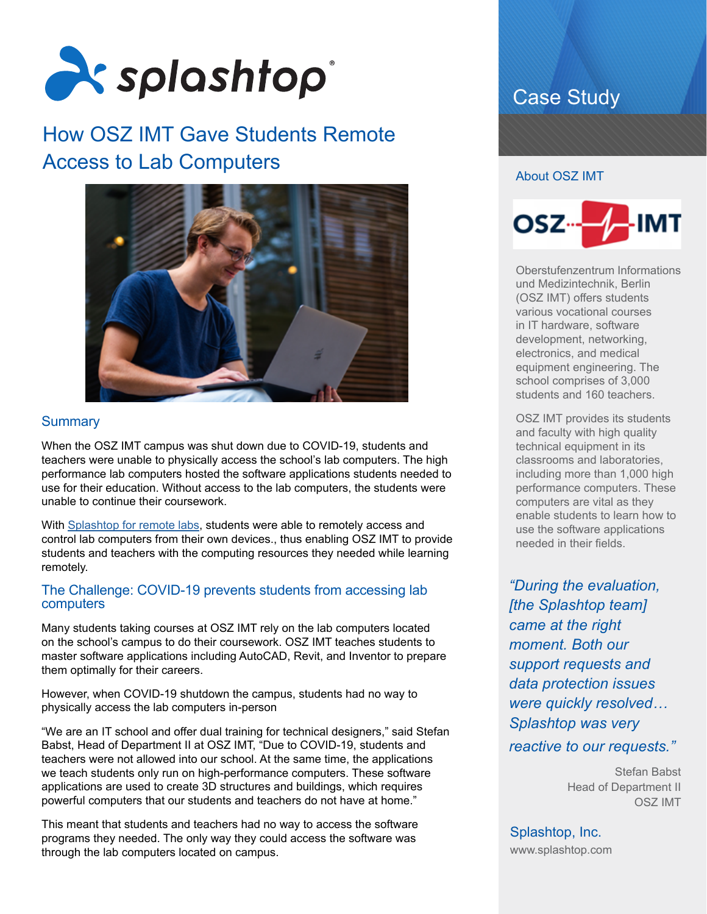# How OSZ IMT Gave Students Remote Access to Lab Computers

## Summary

When the OSZ IMT campus was shut down due to COVID-19, students and teachers were unable to physically access the school's lab computers. The high performance lab computers hosted the software applications students needed to use for their education. Without access to the lab computers, the students were unable to continue their coursework.

With Splashtop for remote labs, students were able to remotely access and control lab computers from their own devices., thus enabling OSZ IMT to provide students and teachers with the computing resources they needed while learning remotely.

## The Challenge: COVID-19 prevents students from accessing lab computers

Many students taking courses at OSZ IMT rely on the lab computers located on the school's campus to do their coursework. OSZ IMT teaches students to master software applications including AutoCAD, Revit, and Inventor to prepare them optimally for their careers.

However, when COVID-19 shutdown the campus, students had no way to physically access the lab computers in-person

"We are an IT school and offer dual training for technical designers," said Stefan Babst, Head of Department II at OSZ IMT, "Due to COVID-19, students and teachers were not allowed into our school. At the same time, the applications we teach students only run on high-performance computers. These software applications are used to create 3D structures and buildings, which requires powerful computers that our students and teachers do not have at home."

This meant that students and teachers had no way to access the software programs they needed. The only way they could access the software was through the lab computers located on campus.

## Case Study

### About OSZ IMT

Oberstufenzentrum Informations und Medizintechnik, Berlin (OSZ IMT) offers students various vocational courses in IT hardware, software development, networking, electronics, and medical equipment engineering. The school comprises of 3,000 students and 160 teachers.

OSZ IMT provides its students and faculty with high quality technical equipment in its classrooms and laboratories, including more than 1,000 high performance computers. These computers are vital as they enable students to learn how to use the software applications needed in their fields.

*"During the evaluation, [the Splashtop team] came at the right moment. Both our support requests and data protection issues were quickly resolved… Splashtop was very reactive to our requests."*

Stefan Babst
Head of Department II
OSZ IMT

Splashtop, Inc.
www.splashtop.com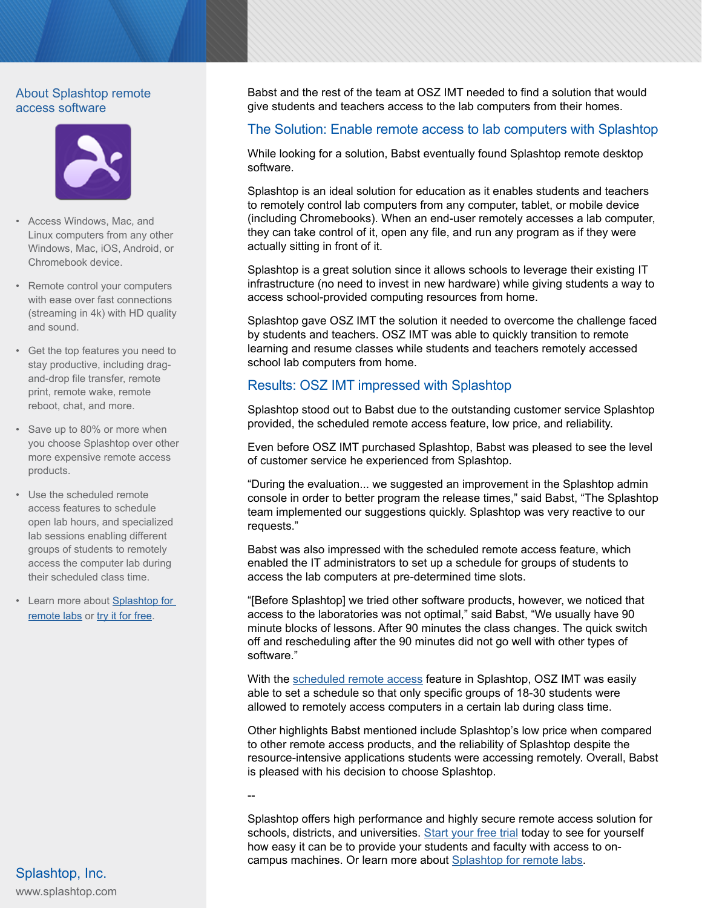Babst and the rest of the team at OSZ IMT needed to find a solution that would give students and teachers access to the lab computers from their homes.

## The Solution: Enable remote access to lab computers with Splashtop

While looking for a solution, Babst eventually found Splashtop remote desktop software.

Splashtop is an ideal solution for education as it enables students and teachers to remotely control lab computers from any computer, tablet, or mobile device (including Chromebooks). When an end-user remotely accesses a lab computer, they can take control of it, open any file, and run any program as if they were actually sitting in front of it.

Splashtop is a great solution since it allows schools to leverage their existing IT infrastructure (no need to invest in new hardware) while giving students a way to access school-provided computing resources from home.

Splashtop gave OSZ IMT the solution it needed to overcome the challenge faced by students and teachers. OSZ IMT was able to quickly transition to remote learning and resume classes while students and teachers remotely accessed school lab computers from home.

## Results: OSZ IMT impressed with Splashtop

Splashtop stood out to Babst due to the outstanding customer service Splashtop provided, the scheduled remote access feature, low price, and reliability.

Even before OSZ IMT purchased Splashtop, Babst was pleased to see the level of customer service he experienced from Splashtop.

“During the evaluation... we suggested an improvement in the Splashtop admin console in order to better program the release times,” said Babst, “The Splashtop team implemented our suggestions quickly. Splashtop was very reactive to our requests.”

Babst was also impressed with the scheduled remote access feature, which enabled the IT administrators to set up a schedule for groups of students to access the lab computers at pre-determined time slots.

“[Before Splashtop] we tried other software products, however, we noticed that access to the laboratories was not optimal,” said Babst, “We usually have 90 minute blocks of lessons. After 90 minutes the class changes. The quick switch off and rescheduling after the 90 minutes did not go well with other types of software.”

With the scheduled remote access feature in Splashtop, OSZ IMT was easily able to set a schedule so that only specific groups of 18-30 students were allowed to remotely access computers in a certain lab during class time.

Other highlights Babst mentioned include Splashtop’s low price when compared to other remote access products, and the reliability of Splashtop despite the resource-intensive applications students were accessing remotely. Overall, Babst is pleased with his decision to choose Splashtop.

--

Splashtop offers high performance and highly secure remote access solution for schools, districts, and universities. Start your free trial today to see for yourself how easy it can be to provide your students and faculty with access to on-campus machines. Or learn more about Splashtop for remote labs.

## About Splashtop remote access software

- Access Windows, Mac, and Linux computers from any other Windows, Mac, iOS, Android, or Chromebook device.
- Remote control your computers with ease over fast connections (streaming in 4k) with HD quality and sound.
- Get the top features you need to stay productive, including drag-and-drop file transfer, remote print, remote wake, remote reboot, chat, and more.
- Save up to 80% or more when you choose Splashtop over other more expensive remote access products.
- Use the scheduled remote access features to schedule open lab hours, and specialized lab sessions enabling different groups of students to remotely access the computer lab during their scheduled class time.
- Learn more about Splashtop for remote labs or try it for free.

Splashtop, Inc.
www.splashtop.com